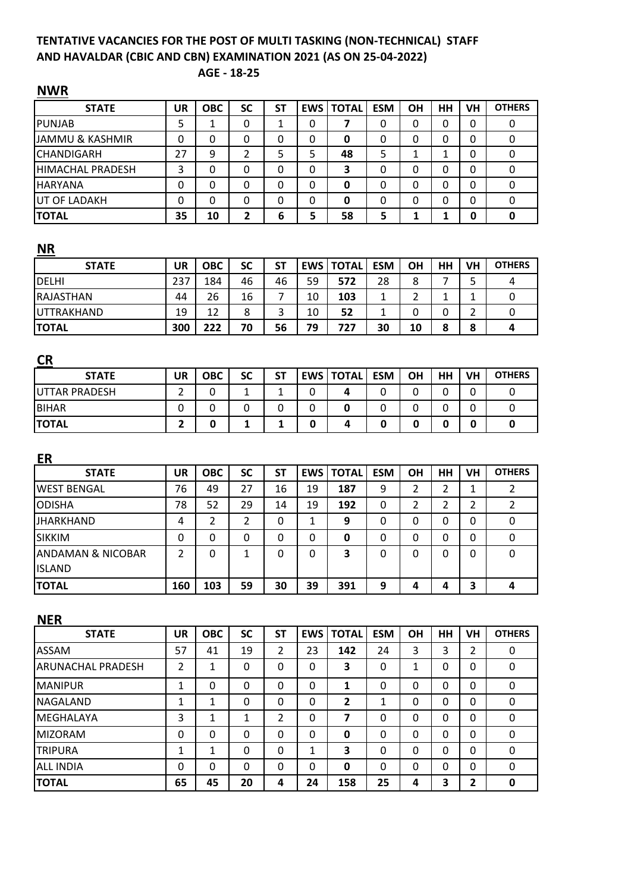**TENTATIVE VACANCIES FOR THE POST OF MULTI TASKING (NON-TECHNICAL) STAFF AND HAVALDAR (CBIC AND CBN) EXAMINATION 2021 (AS ON 25-04-2022)**

**AGE - 18-25**

## NWR

| STATE | UR | OBC | SC | ST | EWS | TOTAL | ESM | OH | HH | VH | OTHERS |
|---|---|---|---|---|---|---|---|---|---|---|---|
| PUNJAB | 5 | 1 | 0 | 1 | 0 | **7** | 0 | 0 | 0 | 0 | 0 |
| JAMMU & KASHMIR | 0 | 0 | 0 | 0 | 0 | **0** | 0 | 0 | 0 | 0 | 0 |
| CHANDIGARH | 27 | 9 | 2 | 5 | 5 | **48** | 5 | 1 | 1 | 0 | 0 |
| HIMACHAL PRADESH | 3 | 0 | 0 | 0 | 0 | **3** | 0 | 0 | 0 | 0 | 0 |
| HARYANA | 0 | 0 | 0 | 0 | 0 | **0** | 0 | 0 | 0 | 0 | 0 |
| UT OF LADAKH | 0 | 0 | 0 | 0 | 0 | **0** | 0 | 0 | 0 | 0 | 0 |
| **TOTAL** | **35** | **10** | **2** | **6** | **5** | **58** | **5** | **1** | **1** | **0** | **0** |

## NR

| STATE | UR | OBC | SC | ST | EWS | TOTAL | ESM | OH | HH | VH | OTHERS |
|---|---|---|---|---|---|---|---|---|---|---|---|
| DELHI | 237 | 184 | 46 | 46 | 59 | **572** | 28 | 8 | 7 | 5 | 4 |
| RAJASTHAN | 44 | 26 | 16 | 7 | 10 | **103** | 1 | 2 | 1 | 1 | 0 |
| UTTRAKHAND | 19 | 12 | 8 | 3 | 10 | **52** | 1 | 0 | 0 | 2 | 0 |
| **TOTAL** | **300** | **222** | **70** | **56** | **79** | **727** | **30** | **10** | **8** | **8** | **4** |

## CR

| STATE | UR | OBC | SC | ST | EWS | TOTAL | ESM | OH | HH | VH | OTHERS |
|---|---|---|---|---|---|---|---|---|---|---|---|
| UTTAR PRADESH | 2 | 0 | 1 | 1 | 0 | **4** | 0 | 0 | 0 | 0 | 0 |
| BIHAR | 0 | 0 | 0 | 0 | 0 | **0** | 0 | 0 | 0 | 0 | 0 |
| **TOTAL** | **2** | **0** | **1** | **1** | **0** | **4** | **0** | **0** | **0** | **0** | **0** |

## ER

| STATE | UR | OBC | SC | ST | EWS | TOTAL | ESM | OH | HH | VH | OTHERS |
|---|---|---|---|---|---|---|---|---|---|---|---|
| WEST BENGAL | 76 | 49 | 27 | 16 | 19 | **187** | 9 | 2 | 2 | 1 | 2 |
| ODISHA | 78 | 52 | 29 | 14 | 19 | **192** | 0 | 2 | 2 | 2 | 2 |
| JHARKHAND | 4 | 2 | 2 | 0 | 1 | **9** | 0 | 0 | 0 | 0 | 0 |
| SIKKIM | 0 | 0 | 0 | 0 | 0 | **0** | 0 | 0 | 0 | 0 | 0 |
| ANDAMAN & NICOBAR ISLAND | 2 | 0 | 1 | 0 | 0 | **3** | 0 | 0 | 0 | 0 | 0 |
| **TOTAL** | **160** | **103** | **59** | **30** | **39** | **391** | **9** | **4** | **4** | **3** | **4** |

## NER

| STATE | UR | OBC | SC | ST | EWS | TOTAL | ESM | OH | HH | VH | OTHERS |
|---|---|---|---|---|---|---|---|---|---|---|---|
| ASSAM | 57 | 41 | 19 | 2 | 23 | **142** | 24 | 3 | 3 | 2 | 0 |
| ARUNACHAL PRADESH | 2 | 1 | 0 | 0 | 0 | **3** | 0 | 1 | 0 | 0 | 0 |
| MANIPUR | 1 | 0 | 0 | 0 | 0 | **1** | 0 | 0 | 0 | 0 | 0 |
| NAGALAND | 1 | 1 | 0 | 0 | 0 | **2** | 1 | 0 | 0 | 0 | 0 |
| MEGHALAYA | 3 | 1 | 1 | 2 | 0 | **7** | 0 | 0 | 0 | 0 | 0 |
| MIZORAM | 0 | 0 | 0 | 0 | 0 | **0** | 0 | 0 | 0 | 0 | 0 |
| TRIPURA | 1 | 1 | 0 | 0 | 1 | **3** | 0 | 0 | 0 | 0 | 0 |
| ALL INDIA | 0 | 0 | 0 | 0 | 0 | **0** | 0 | 0 | 0 | 0 | 0 |
| **TOTAL** | **65** | **45** | **20** | **4** | **24** | **158** | **25** | **4** | **3** | **2** | **0** |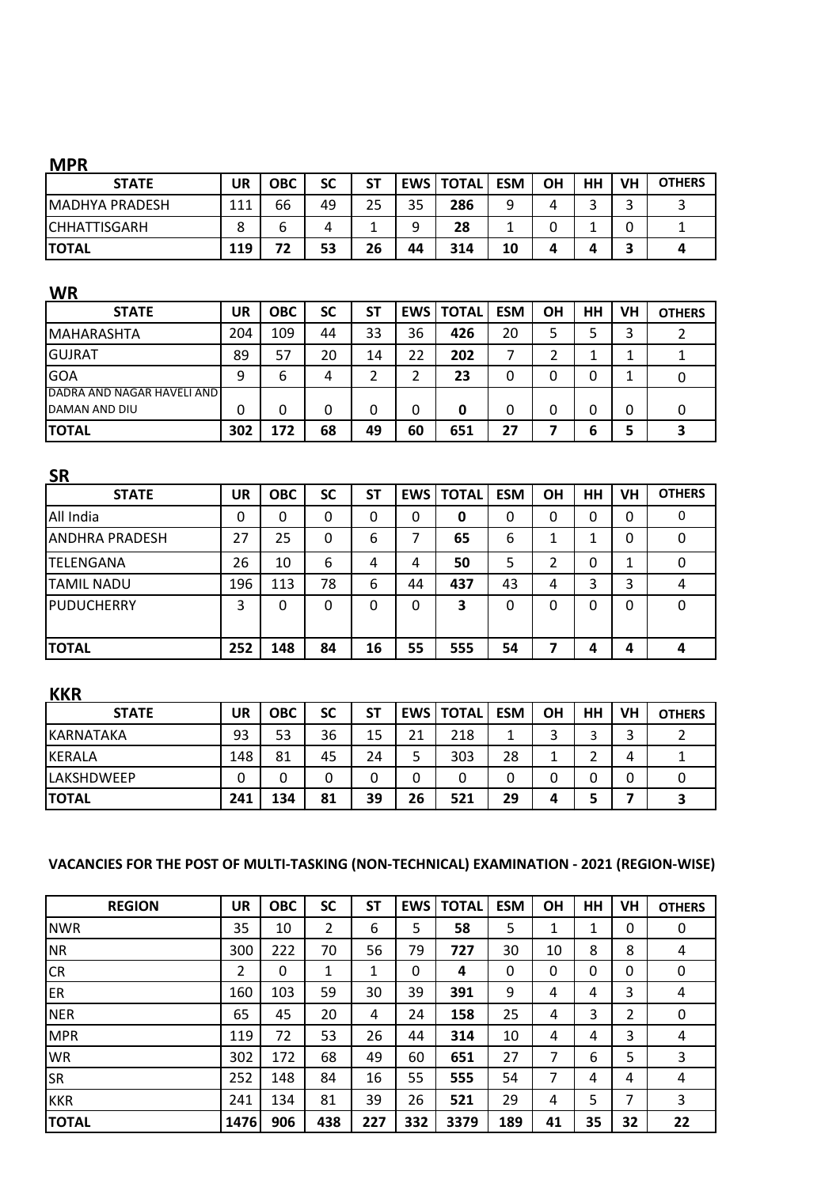## MPR

| STATE | UR | OBC | SC | ST | EWS | TOTAL | ESM | OH | HH | VH | OTHERS |
|---|---|---|---|---|---|---|---|---|---|---|---|
| MADHYA PRADESH | 111 | 66 | 49 | 25 | 35 | **286** | 9 | 4 | 3 | 3 | 3 |
| CHHATTISGARH | 8 | 6 | 4 | 1 | 9 | **28** | 1 | 0 | 1 | 0 | 1 |
| **TOTAL** | **119** | **72** | **53** | **26** | **44** | **314** | **10** | **4** | **4** | **3** | **4** |

## WR

| STATE | UR | OBC | SC | ST | EWS | TOTAL | ESM | OH | HH | VH | OTHERS |
|---|---|---|---|---|---|---|---|---|---|---|---|
| MAHARASHTA | 204 | 109 | 44 | 33 | 36 | **426** | 20 | 5 | 5 | 3 | 2 |
| GUJRAT | 89 | 57 | 20 | 14 | 22 | **202** | 7 | 2 | 1 | 1 | 1 |
| GOA | 9 | 6 | 4 | 2 | 2 | **23** | 0 | 0 | 0 | 1 | 0 |
| DADRA AND NAGAR HAVELI AND DAMAN AND DIU | 0 | 0 | 0 | 0 | 0 | **0** | 0 | 0 | 0 | 0 | 0 |
| **TOTAL** | **302** | **172** | **68** | **49** | **60** | **651** | **27** | **7** | **6** | **5** | **3** |

## SR

| STATE | UR | OBC | SC | ST | EWS | TOTAL | ESM | OH | HH | VH | OTHERS |
|---|---|---|---|---|---|---|---|---|---|---|---|
| All India | 0 | 0 | 0 | 0 | 0 | **0** | 0 | 0 | 0 | 0 | 0 |
| ANDHRA PRADESH | 27 | 25 | 0 | 6 | 7 | **65** | 6 | 1 | 1 | 0 | 0 |
| TELENGANA | 26 | 10 | 6 | 4 | 4 | **50** | 5 | 2 | 0 | 1 | 0 |
| TAMIL NADU | 196 | 113 | 78 | 6 | 44 | **437** | 43 | 4 | 3 | 3 | 4 |
| PUDUCHERRY | 3 | 0 | 0 | 0 | 0 | **3** | 0 | 0 | 0 | 0 | 0 |
| **TOTAL** | **252** | **148** | **84** | **16** | **55** | **555** | **54** | **7** | **4** | **4** | **4** |

## KKR

| STATE | UR | OBC | SC | ST | EWS | TOTAL | ESM | OH | HH | VH | OTHERS |
|---|---|---|---|---|---|---|---|---|---|---|---|
| KARNATAKA | 93 | 53 | 36 | 15 | 21 | 218 | 1 | 3 | 3 | 3 | 2 |
| KERALA | 148 | 81 | 45 | 24 | 5 | 303 | 28 | 1 | 2 | 4 | 1 |
| LAKSHDWEEP | 0 | 0 | 0 | 0 | 0 | 0 | 0 | 0 | 0 | 0 | 0 |
| **TOTAL** | **241** | **134** | **81** | **39** | **26** | **521** | **29** | **4** | **5** | **7** | **3** |

**VACANCIES FOR THE POST OF MULTI-TASKING (NON-TECHNICAL) EXAMINATION - 2021 (REGION-WISE)**

| REGION | UR | OBC | SC | ST | EWS | TOTAL | ESM | OH | HH | VH | OTHERS |
|---|---|---|---|---|---|---|---|---|---|---|---|
| NWR | 35 | 10 | 2 | 6 | 5 | **58** | 5 | 1 | 1 | 0 | 0 |
| NR | 300 | 222 | 70 | 56 | 79 | **727** | 30 | 10 | 8 | 8 | 4 |
| CR | 2 | 0 | 1 | 1 | 0 | **4** | 0 | 0 | 0 | 0 | 0 |
| ER | 160 | 103 | 59 | 30 | 39 | **391** | 9 | 4 | 4 | 3 | 4 |
| NER | 65 | 45 | 20 | 4 | 24 | **158** | 25 | 4 | 3 | 2 | 0 |
| MPR | 119 | 72 | 53 | 26 | 44 | **314** | 10 | 4 | 4 | 3 | 4 |
| WR | 302 | 172 | 68 | 49 | 60 | **651** | 27 | 7 | 6 | 5 | 3 |
| SR | 252 | 148 | 84 | 16 | 55 | **555** | 54 | 7 | 4 | 4 | 4 |
| KKR | 241 | 134 | 81 | 39 | 26 | **521** | 29 | 4 | 5 | 7 | 3 |
| **TOTAL** | **1476** | **906** | **438** | **227** | **332** | **3379** | **189** | **41** | **35** | **32** | **22** |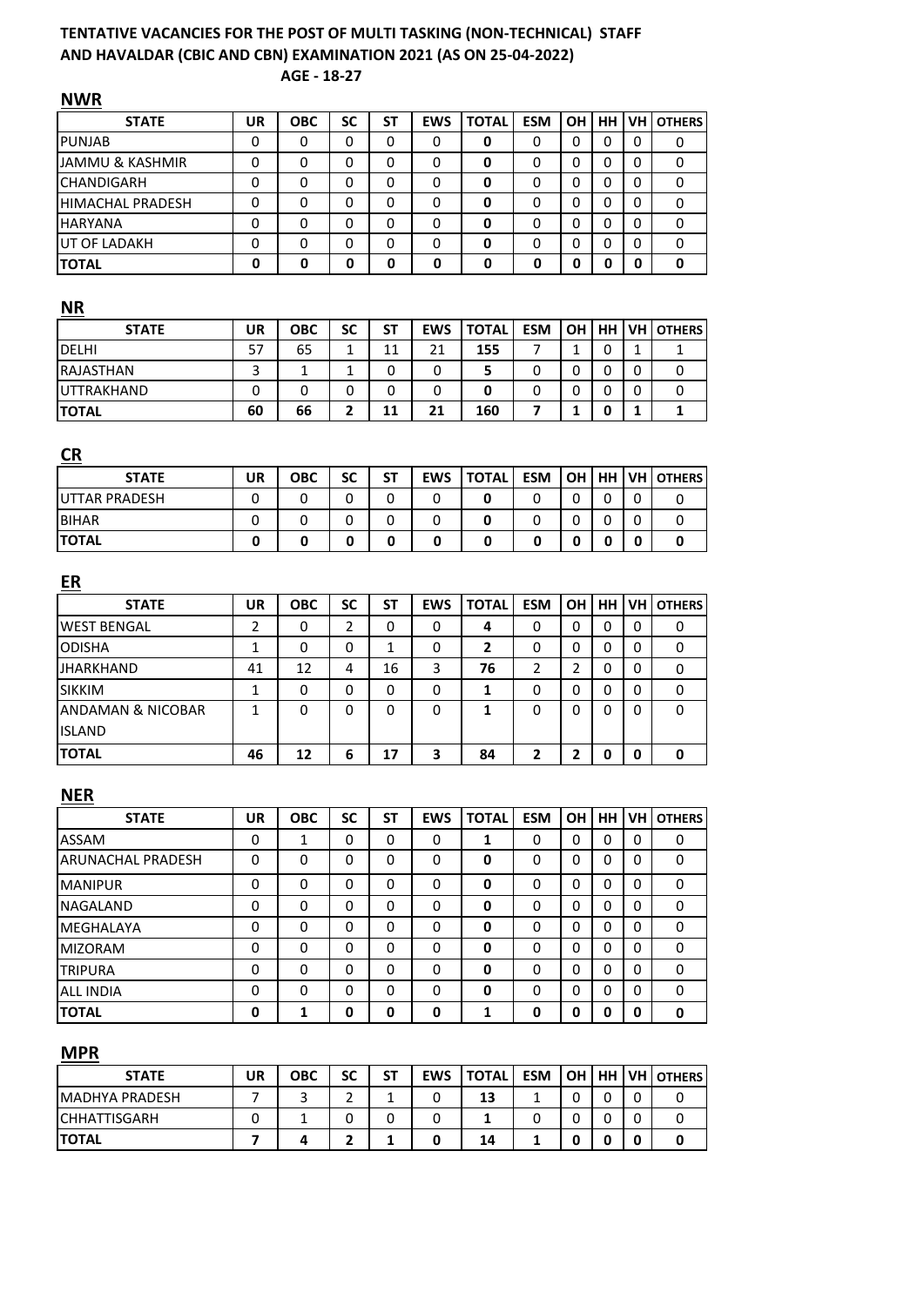**TENTATIVE VACANCIES FOR THE POST OF MULTI TASKING (NON-TECHNICAL) STAFF AND HAVALDAR (CBIC AND CBN) EXAMINATION 2021 (AS ON 25-04-2022)**

**AGE - 18-27**

**NWR**

| STATE | UR | OBC | SC | ST | EWS | TOTAL | ESM | OH | HH | VH | OTHERS |
|---|---|---|---|---|---|---|---|---|---|---|---|
| PUNJAB | 0 | 0 | 0 | 0 | 0 | **0** | 0 | 0 | 0 | 0 | 0 |
| JAMMU & KASHMIR | 0 | 0 | 0 | 0 | 0 | **0** | 0 | 0 | 0 | 0 | 0 |
| CHANDIGARH | 0 | 0 | 0 | 0 | 0 | **0** | 0 | 0 | 0 | 0 | 0 |
| HIMACHAL PRADESH | 0 | 0 | 0 | 0 | 0 | **0** | 0 | 0 | 0 | 0 | 0 |
| HARYANA | 0 | 0 | 0 | 0 | 0 | **0** | 0 | 0 | 0 | 0 | 0 |
| UT OF LADAKH | 0 | 0 | 0 | 0 | 0 | **0** | 0 | 0 | 0 | 0 | 0 |
| **TOTAL** | **0** | **0** | **0** | **0** | **0** | **0** | **0** | **0** | **0** | **0** | **0** |

**NR**

| STATE | UR | OBC | SC | ST | EWS | TOTAL | ESM | OH | HH | VH | OTHERS |
|---|---|---|---|---|---|---|---|---|---|---|---|
| DELHI | 57 | 65 | 1 | 11 | 21 | **155** | 7 | 1 | 0 | 1 | 1 |
| RAJASTHAN | 3 | 1 | 1 | 0 | 0 | **5** | 0 | 0 | 0 | 0 | 0 |
| UTTRAKHAND | 0 | 0 | 0 | 0 | 0 | **0** | 0 | 0 | 0 | 0 | 0 |
| **TOTAL** | **60** | **66** | **2** | **11** | **21** | **160** | **7** | **1** | **0** | **1** | **1** |

**CR**

| STATE | UR | OBC | SC | ST | EWS | TOTAL | ESM | OH | HH | VH | OTHERS |
|---|---|---|---|---|---|---|---|---|---|---|---|
| UTTAR PRADESH | 0 | 0 | 0 | 0 | 0 | **0** | 0 | 0 | 0 | 0 | 0 |
| BIHAR | 0 | 0 | 0 | 0 | 0 | **0** | 0 | 0 | 0 | 0 | 0 |
| **TOTAL** | **0** | **0** | **0** | **0** | **0** | **0** | **0** | **0** | **0** | **0** | **0** |

**ER**

| STATE | UR | OBC | SC | ST | EWS | TOTAL | ESM | OH | HH | VH | OTHERS |
|---|---|---|---|---|---|---|---|---|---|---|---|
| WEST BENGAL | 2 | 0 | 2 | 0 | 0 | **4** | 0 | 0 | 0 | 0 | 0 |
| ODISHA | 1 | 0 | 0 | 1 | 0 | **2** | 0 | 0 | 0 | 0 | 0 |
| JHARKHAND | 41 | 12 | 4 | 16 | 3 | **76** | 2 | 2 | 0 | 0 | 0 |
| SIKKIM | 1 | 0 | 0 | 0 | 0 | **1** | 0 | 0 | 0 | 0 | 0 |
| ANDAMAN & NICOBAR ISLAND | 1 | 0 | 0 | 0 | 0 | **1** | 0 | 0 | 0 | 0 | 0 |
| **TOTAL** | **46** | **12** | **6** | **17** | **3** | **84** | **2** | **2** | **0** | **0** | **0** |

**NER**

| STATE | UR | OBC | SC | ST | EWS | TOTAL | ESM | OH | HH | VH | OTHERS |
|---|---|---|---|---|---|---|---|---|---|---|---|
| ASSAM | 0 | 1 | 0 | 0 | 0 | **1** | 0 | 0 | 0 | 0 | 0 |
| ARUNACHAL PRADESH | 0 | 0 | 0 | 0 | 0 | **0** | 0 | 0 | 0 | 0 | 0 |
| MANIPUR | 0 | 0 | 0 | 0 | 0 | **0** | 0 | 0 | 0 | 0 | 0 |
| NAGALAND | 0 | 0 | 0 | 0 | 0 | **0** | 0 | 0 | 0 | 0 | 0 |
| MEGHALAYA | 0 | 0 | 0 | 0 | 0 | **0** | 0 | 0 | 0 | 0 | 0 |
| MIZORAM | 0 | 0 | 0 | 0 | 0 | **0** | 0 | 0 | 0 | 0 | 0 |
| TRIPURA | 0 | 0 | 0 | 0 | 0 | **0** | 0 | 0 | 0 | 0 | 0 |
| ALL INDIA | 0 | 0 | 0 | 0 | 0 | **0** | 0 | 0 | 0 | 0 | 0 |
| **TOTAL** | **0** | **1** | **0** | **0** | **0** | **1** | **0** | **0** | **0** | **0** | **0** |

**MPR**

| STATE | UR | OBC | SC | ST | EWS | TOTAL | ESM | OH | HH | VH | OTHERS |
|---|---|---|---|---|---|---|---|---|---|---|---|
| MADHYA PRADESH | 7 | 3 | 2 | 1 | 0 | **13** | 1 | 0 | 0 | 0 | 0 |
| CHHATTISGARH | 0 | 1 | 0 | 0 | 0 | **1** | 0 | 0 | 0 | 0 | 0 |
| **TOTAL** | **7** | **4** | **2** | **1** | **0** | **14** | **1** | **0** | **0** | **0** | **0** |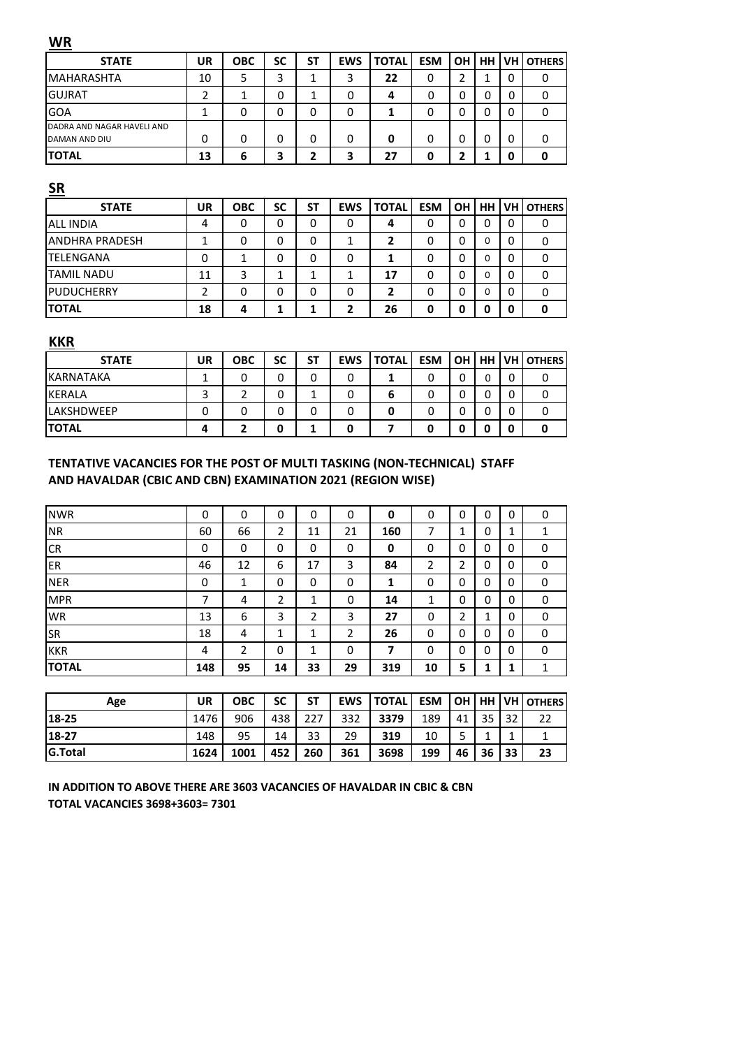**WR**

| STATE | UR | OBC | SC | ST | EWS | TOTAL | ESM | OH | HH | VH | OTHERS |
|---|---|---|---|---|---|---|---|---|---|---|---|
| MAHARASHTA | 10 | 5 | 3 | 1 | 3 | **22** | 0 | 2 | 1 | 0 | 0 |
| GUJRAT | 2 | 1 | 0 | 1 | 0 | **4** | 0 | 0 | 0 | 0 | 0 |
| GOA | 1 | 0 | 0 | 0 | 0 | **1** | 0 | 0 | 0 | 0 | 0 |
| DADRA AND NAGAR HAVELI AND DAMAN AND DIU | 0 | 0 | 0 | 0 | 0 | **0** | 0 | 0 | 0 | 0 | 0 |
| **TOTAL** | **13** | **6** | **3** | **2** | **3** | **27** | **0** | **2** | **1** | **0** | **0** |

**SR**

| STATE | UR | OBC | SC | ST | EWS | TOTAL | ESM | OH | HH | VH | OTHERS |
|---|---|---|---|---|---|---|---|---|---|---|---|
| ALL INDIA | 4 | 0 | 0 | 0 | 0 | **4** | 0 | 0 | 0 | 0 | 0 |
| ANDHRA PRADESH | 1 | 0 | 0 | 0 | 1 | **2** | 0 | 0 | 0 | 0 | 0 |
| TELENGANA | 0 | 1 | 0 | 0 | 0 | **1** | 0 | 0 | 0 | 0 | 0 |
| TAMIL NADU | 11 | 3 | 1 | 1 | 1 | **17** | 0 | 0 | 0 | 0 | 0 |
| PUDUCHERRY | 2 | 0 | 0 | 0 | 0 | **2** | 0 | 0 | 0 | 0 | 0 |
| **TOTAL** | **18** | **4** | **1** | **1** | **2** | **26** | **0** | **0** | **0** | **0** | **0** |

**KKR**

| STATE | UR | OBC | SC | ST | EWS | TOTAL | ESM | OH | HH | VH | OTHERS |
|---|---|---|---|---|---|---|---|---|---|---|---|
| KARNATAKA | 1 | 0 | 0 | 0 | 0 | **1** | 0 | 0 | 0 | 0 | 0 |
| KERALA | 3 | 2 | 0 | 1 | 0 | **6** | 0 | 0 | 0 | 0 | 0 |
| LAKSHDWEEP | 0 | 0 | 0 | 0 | 0 | **0** | 0 | 0 | 0 | 0 | 0 |
| **TOTAL** | **4** | **2** | **0** | **1** | **0** | **7** | **0** | **0** | **0** | **0** | **0** |

**TENTATIVE VACANCIES FOR THE POST OF MULTI TASKING (NON-TECHNICAL) STAFF AND HAVALDAR (CBIC AND CBN) EXAMINATION 2021 (REGION WISE)**

| | | | | | | | | | | | |
|---|---|---|---|---|---|---|---|---|---|---|---|
| NWR | 0 | 0 | 0 | 0 | 0 | **0** | 0 | 0 | 0 | 0 | 0 |
| NR | 60 | 66 | 2 | 11 | 21 | **160** | 7 | 1 | 0 | 1 | 1 |
| CR | 0 | 0 | 0 | 0 | 0 | **0** | 0 | 0 | 0 | 0 | 0 |
| ER | 46 | 12 | 6 | 17 | 3 | **84** | 2 | 2 | 0 | 0 | 0 |
| NER | 0 | 1 | 0 | 0 | 0 | **1** | 0 | 0 | 0 | 0 | 0 |
| MPR | 7 | 4 | 2 | 1 | 0 | **14** | 1 | 0 | 0 | 0 | 0 |
| WR | 13 | 6 | 3 | 2 | 3 | **27** | 0 | 2 | 1 | 0 | 0 |
| SR | 18 | 4 | 1 | 1 | 2 | **26** | 0 | 0 | 0 | 0 | 0 |
| KKR | 4 | 2 | 0 | 1 | 0 | **7** | 0 | 0 | 0 | 0 | 0 |
| **TOTAL** | **148** | **95** | **14** | **33** | **29** | **319** | **10** | **5** | **1** | **1** | 1 |

| Age | UR | OBC | SC | ST | EWS | TOTAL | ESM | OH | HH | VH | OTHERS |
|---|---|---|---|---|---|---|---|---|---|---|---|
| **18-25** | 1476 | 906 | 438 | 227 | 332 | **3379** | 189 | 41 | 35 | 32 | 22 |
| **18-27** | 148 | 95 | 14 | 33 | 29 | **319** | 10 | 5 | 1 | 1 | 1 |
| **G.Total** | **1624** | **1001** | **452** | **260** | **361** | **3698** | **199** | **46** | **36** | **33** | **23** |

**IN ADDITION TO ABOVE THERE ARE 3603 VACANCIES OF HAVALDAR IN CBIC & CBN**
**TOTAL VACANCIES 3698+3603= 7301**